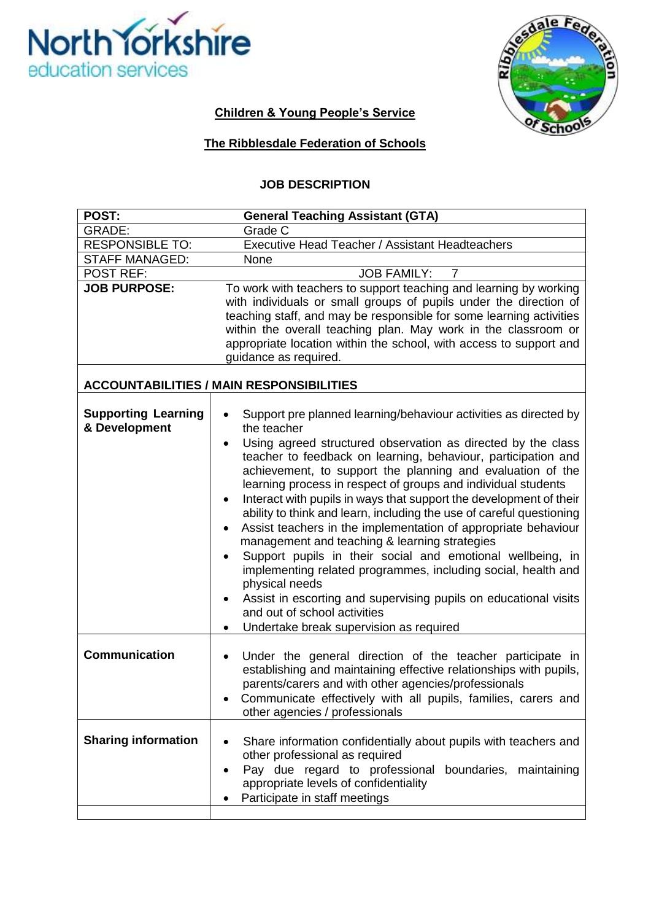**Children & Young People's Service**

**The Ribblesdale Federation of Schools**

## JOB DESCRIPTION

| **POST:** | **General Teaching Assistant (GTA)** |
|---|---|
| GRADE: | Grade C |
| RESPONSIBLE TO: | Executive Head Teacher / Assistant Headteachers |
| STAFF MANAGED: | None |
| POST REF: | JOB FAMILY: 7 |
| **JOB PURPOSE:** | To work with teachers to support teaching and learning by working with individuals or small groups of pupils under the direction of teaching staff, and may be responsible for some learning activities within the overall teaching plan. May work in the classroom or appropriate location within the school, with access to support and guidance as required. |
| **ACCOUNTABILITIES / MAIN RESPONSIBILITIES** | |
| **Supporting Learning & Development** | • Support pre planned learning/behaviour activities as directed by the teacher<br>• Using agreed structured observation as directed by the class teacher to feedback on learning, behaviour, participation and achievement, to support the planning and evaluation of the learning process in respect of groups and individual students<br>• Interact with pupils in ways that support the development of their ability to think and learn, including the use of careful questioning<br>• Assist teachers in the implementation of appropriate behaviour management and teaching & learning strategies<br>• Support pupils in their social and emotional wellbeing, in implementing related programmes, including social, health and physical needs<br>• Assist in escorting and supervising pupils on educational visits and out of school activities<br>• Undertake break supervision as required |
| **Communication** | • Under the general direction of the teacher participate in establishing and maintaining effective relationships with pupils, parents/carers and with other agencies/professionals<br>• Communicate effectively with all pupils, families, carers and other agencies / professionals |
| **Sharing information** | • Share information confidentially about pupils with teachers and other professional as required<br>• Pay due regard to professional boundaries, maintaining appropriate levels of confidentiality<br>• Participate in staff meetings |
| | |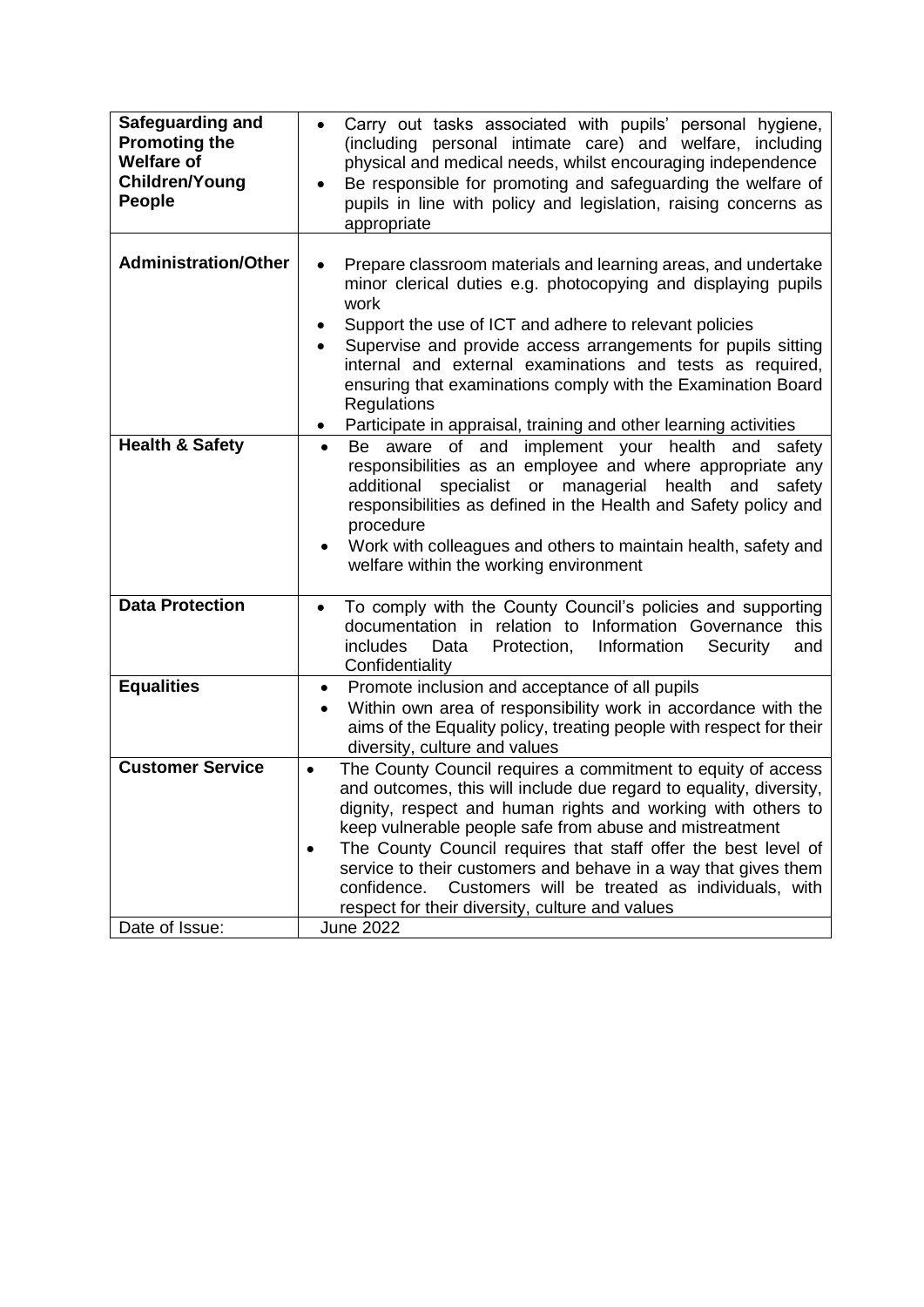| | |
|---|---|
| **Safeguarding and Promoting the Welfare of Children/Young People** | • Carry out tasks associated with pupils' personal hygiene, (including personal intimate care) and welfare, including physical and medical needs, whilst encouraging independence<br>• Be responsible for promoting and safeguarding the welfare of pupils in line with policy and legislation, raising concerns as appropriate |
| **Administration/Other** | • Prepare classroom materials and learning areas, and undertake minor clerical duties e.g. photocopying and displaying pupils work<br>• Support the use of ICT and adhere to relevant policies<br>• Supervise and provide access arrangements for pupils sitting internal and external examinations and tests as required, ensuring that examinations comply with the Examination Board Regulations<br>• Participate in appraisal, training and other learning activities |
| **Health & Safety** | • Be aware of and implement your health and safety responsibilities as an employee and where appropriate any additional specialist or managerial health and safety responsibilities as defined in the Health and Safety policy and procedure<br>• Work with colleagues and others to maintain health, safety and welfare within the working environment |
| **Data Protection** | • To comply with the County Council's policies and supporting documentation in relation to Information Governance this includes Data Protection, Information Security and Confidentiality |
| **Equalities** | • Promote inclusion and acceptance of all pupils<br>• Within own area of responsibility work in accordance with the aims of the Equality policy, treating people with respect for their diversity, culture and values |
| **Customer Service** | • The County Council requires a commitment to equity of access and outcomes, this will include due regard to equality, diversity, dignity, respect and human rights and working with others to keep vulnerable people safe from abuse and mistreatment<br>• The County Council requires that staff offer the best level of service to their customers and behave in a way that gives them confidence. Customers will be treated as individuals, with respect for their diversity, culture and values |
| Date of Issue: | June 2022 |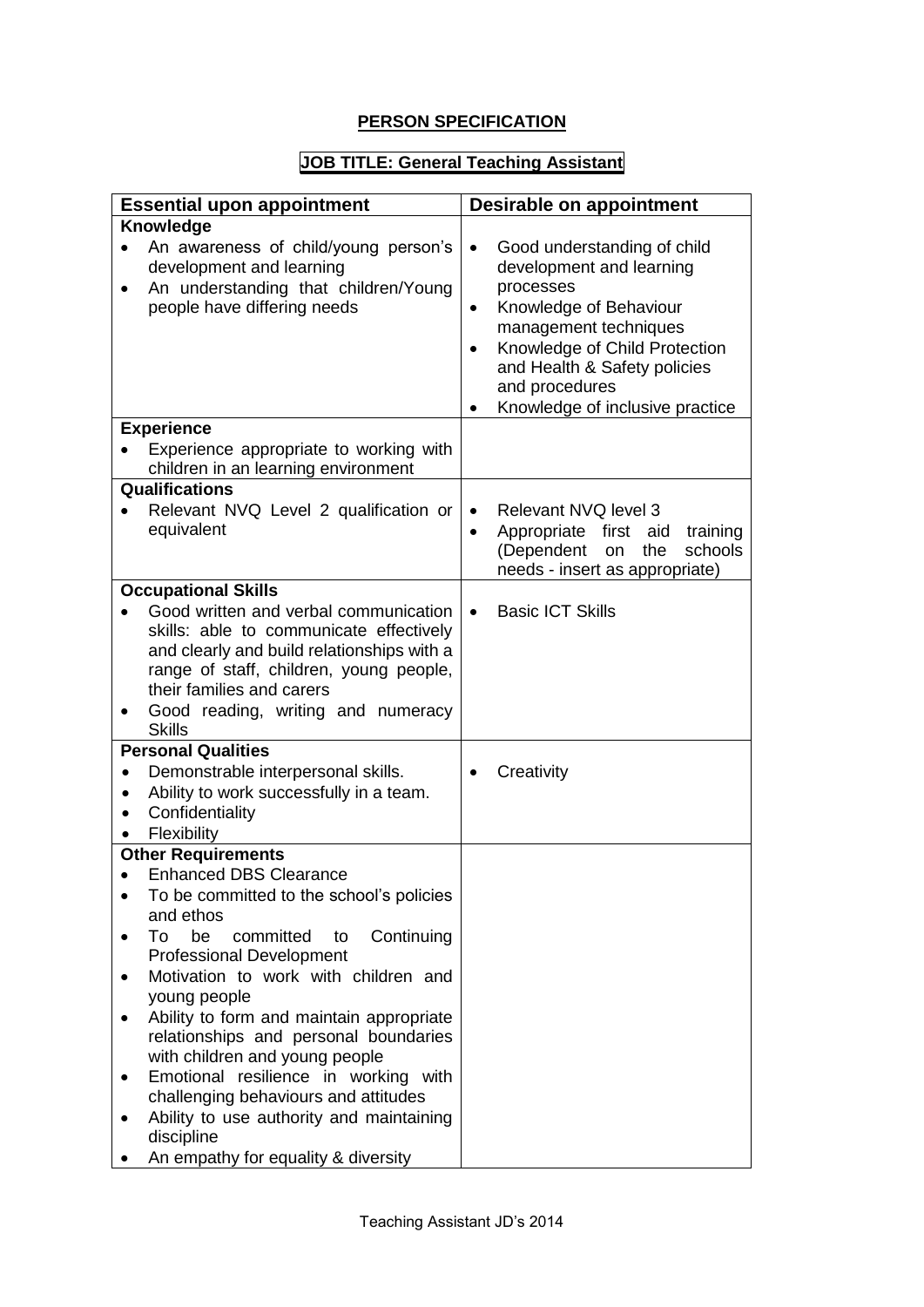# PERSON SPECIFICATION

## JOB TITLE: General Teaching Assistant

| Essential upon appointment | Desirable on appointment |
|---|---|
| **Knowledge**<br>• An awareness of child/young person's development and learning<br>• An understanding that children/Young people have differing needs | • Good understanding of child development and learning processes<br>• Knowledge of Behaviour management techniques<br>• Knowledge of Child Protection and Health & Safety policies and procedures<br>• Knowledge of inclusive practice |
| **Experience**<br>• Experience appropriate to working with children in an learning environment | |
| **Qualifications**<br>• Relevant NVQ Level 2 qualification or equivalent | • Relevant NVQ level 3<br>• Appropriate first aid training (Dependent on the schools needs - insert as appropriate) |
| **Occupational Skills**<br>• Good written and verbal communication skills: able to communicate effectively and clearly and build relationships with a range of staff, children, young people, their families and carers<br>• Good reading, writing and numeracy Skills | • Basic ICT Skills |
| **Personal Qualities**<br>• Demonstrable interpersonal skills.<br>• Ability to work successfully in a team.<br>• Confidentiality<br>• Flexibility | • Creativity |
| **Other Requirements**<br>• Enhanced DBS Clearance<br>• To be committed to the school's policies and ethos<br>• To be committed to Continuing Professional Development<br>• Motivation to work with children and young people<br>• Ability to form and maintain appropriate relationships and personal boundaries with children and young people<br>• Emotional resilience in working with challenging behaviours and attitudes<br>• Ability to use authority and maintaining discipline<br>• An empathy for equality & diversity | |

Teaching Assistant JD's 2014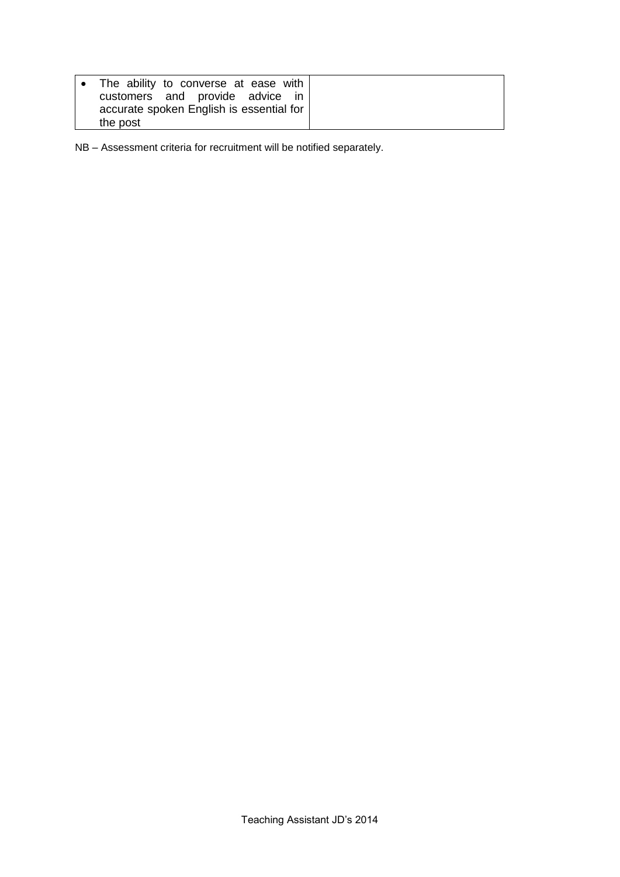| | |
|---|---|
| • The ability to converse at ease with customers and provide advice in accurate spoken English is essential for the post | |

NB – Assessment criteria for recruitment will be notified separately.